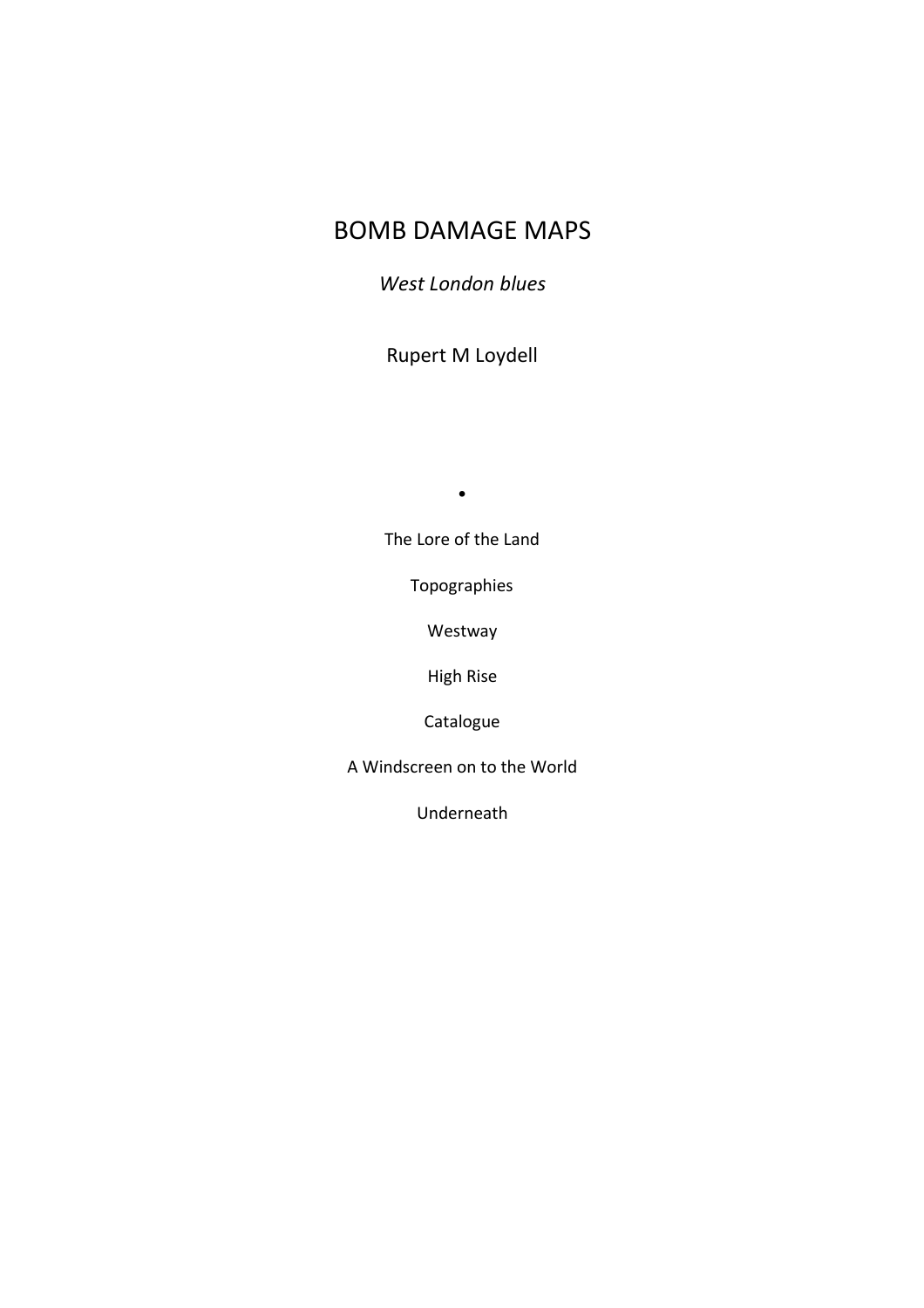# BOMB DAMAGE MAPS

*West London blues*

Rupert M Loydell

•

The Lore of the Land

Topographies

Westway

High Rise

Catalogue

A Windscreen on to the World

Underneath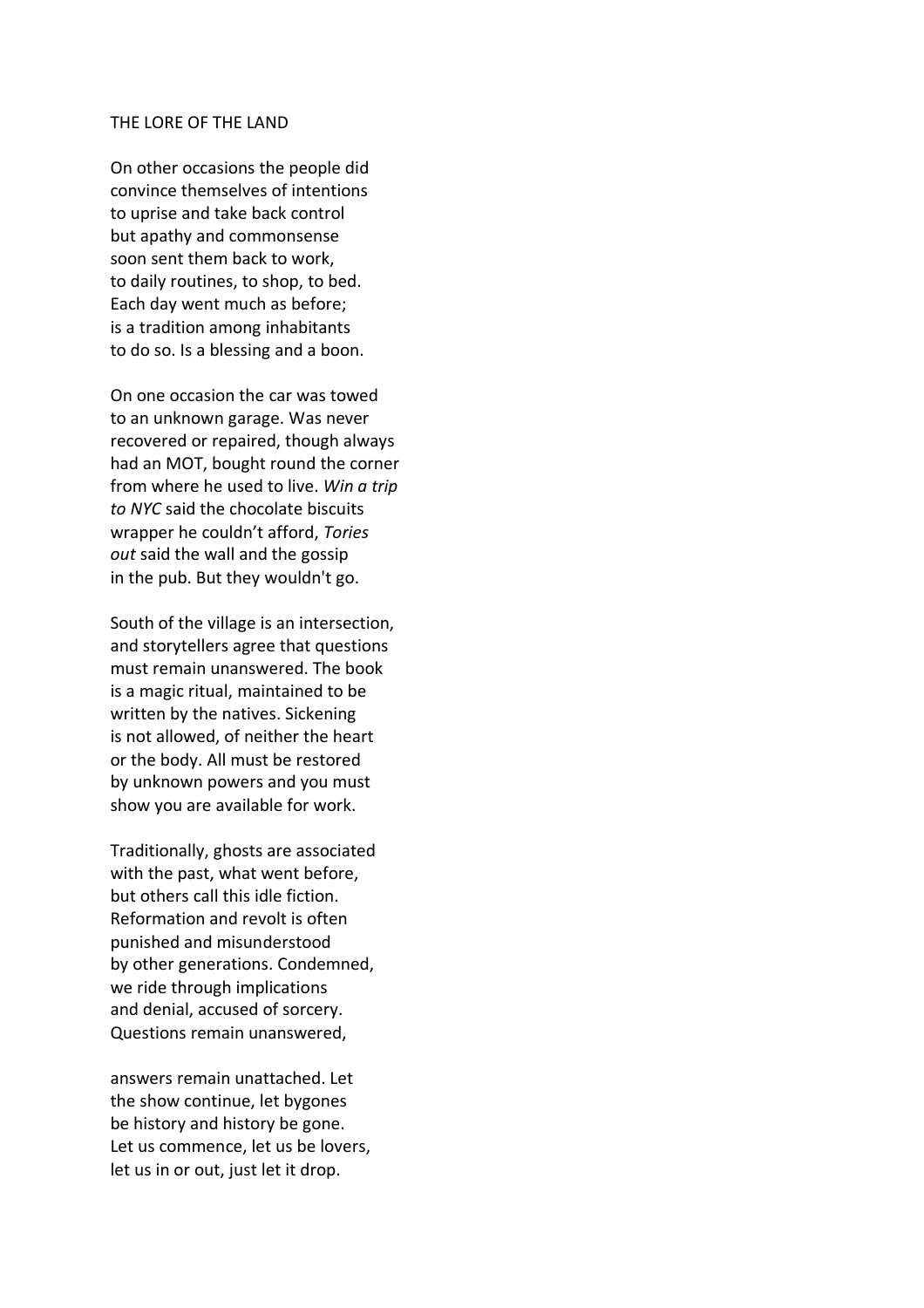THE LORE OF THE LAND

On other occasions the people did  
convince themselves of intentions  
to uprise and take back control  
but apathy and commonsense  
soon sent them back to work,  
to daily routines, to shop, to bed.  
Each day went much as before;  
is a tradition among inhabitants  
to do so. Is a blessing and a boon.

On one occasion the car was towed  
to an unknown garage. Was never  
recovered or repaired, though always  
had an MOT, bought round the corner  
from where he used to live. *Win a trip*  
*to NYC* said the chocolate biscuits  
wrapper he couldn't afford, *Tories*  
*out* said the wall and the gossip  
in the pub. But they wouldn't go.

South of the village is an intersection,  
and storytellers agree that questions  
must remain unanswered. The book  
is a magic ritual, maintained to be  
written by the natives. Sickening  
is not allowed, of neither the heart  
or the body. All must be restored  
by unknown powers and you must  
show you are available for work.

Traditionally, ghosts are associated  
with the past, what went before,  
but others call this idle fiction.  
Reformation and revolt is often  
punished and misunderstood  
by other generations. Condemned,  
we ride through implications  
and denial, accused of sorcery.  
Questions remain unanswered,

answers remain unattached. Let  
the show continue, let bygones  
be history and history be gone.  
Let us commence, let us be lovers,  
let us in or out, just let it drop.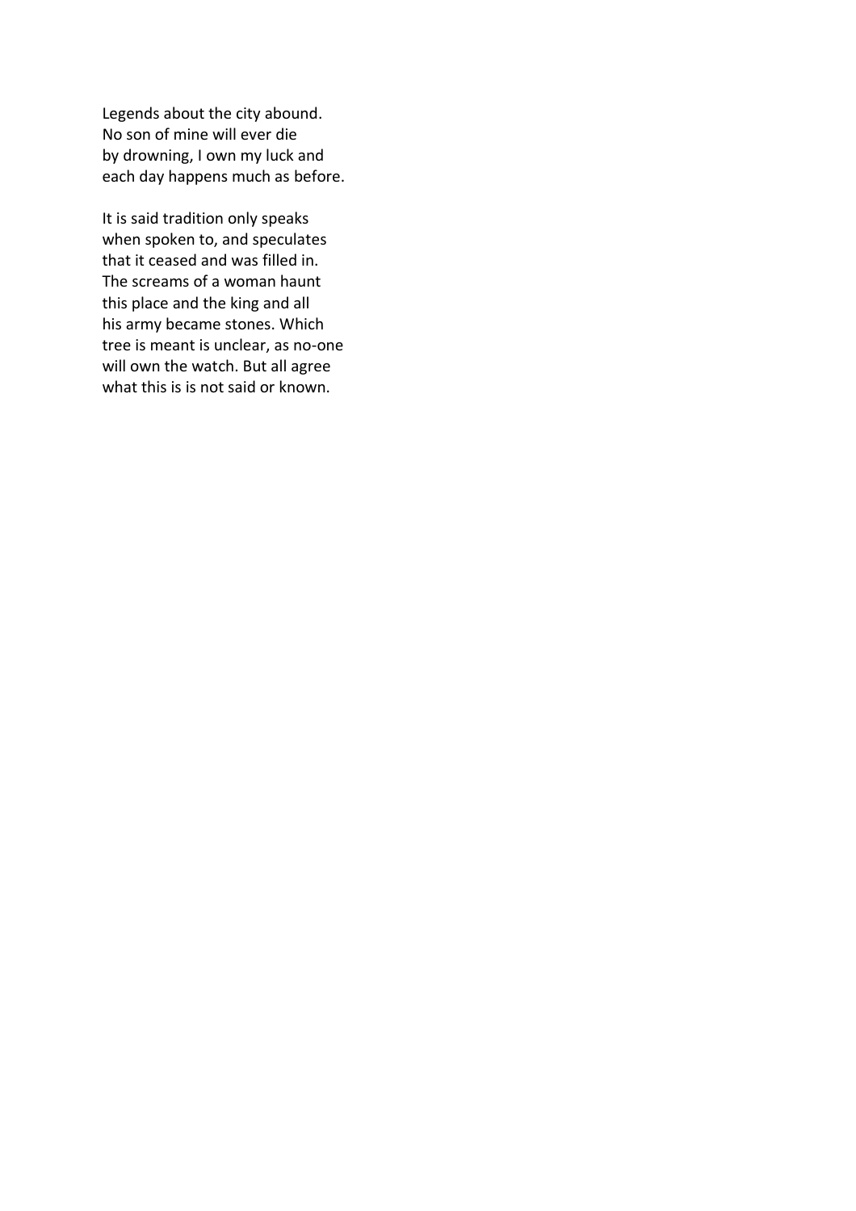Legends about the city abound.  
No son of mine will ever die  
by drowning, I own my luck and  
each day happens much as before.

It is said tradition only speaks  
when spoken to, and speculates  
that it ceased and was filled in.  
The screams of a woman haunt  
this place and the king and all  
his army became stones. Which  
tree is meant is unclear, as no-one  
will own the watch. But all agree  
what this is is not said or known.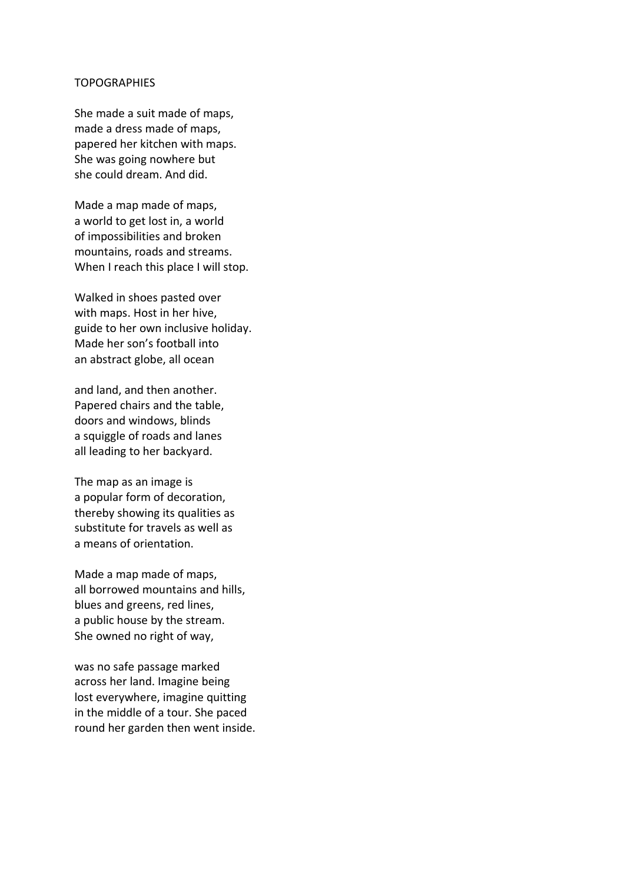# TOPOGRAPHIES

She made a suit made of maps,  
made a dress made of maps,  
papered her kitchen with maps.  
She was going nowhere but  
she could dream. And did.

Made a map made of maps,  
a world to get lost in, a world  
of impossibilities and broken  
mountains, roads and streams.  
When I reach this place I will stop.

Walked in shoes pasted over  
with maps. Host in her hive,  
guide to her own inclusive holiday.  
Made her son's football into  
an abstract globe, all ocean

and land, and then another.  
Papered chairs and the table,  
doors and windows, blinds  
a squiggle of roads and lanes  
all leading to her backyard.

The map as an image is  
a popular form of decoration,  
thereby showing its qualities as  
substitute for travels as well as  
a means of orientation.

Made a map made of maps,  
all borrowed mountains and hills,  
blues and greens, red lines,  
a public house by the stream.  
She owned no right of way,

was no safe passage marked  
across her land. Imagine being  
lost everywhere, imagine quitting  
in the middle of a tour. She paced  
round her garden then went inside.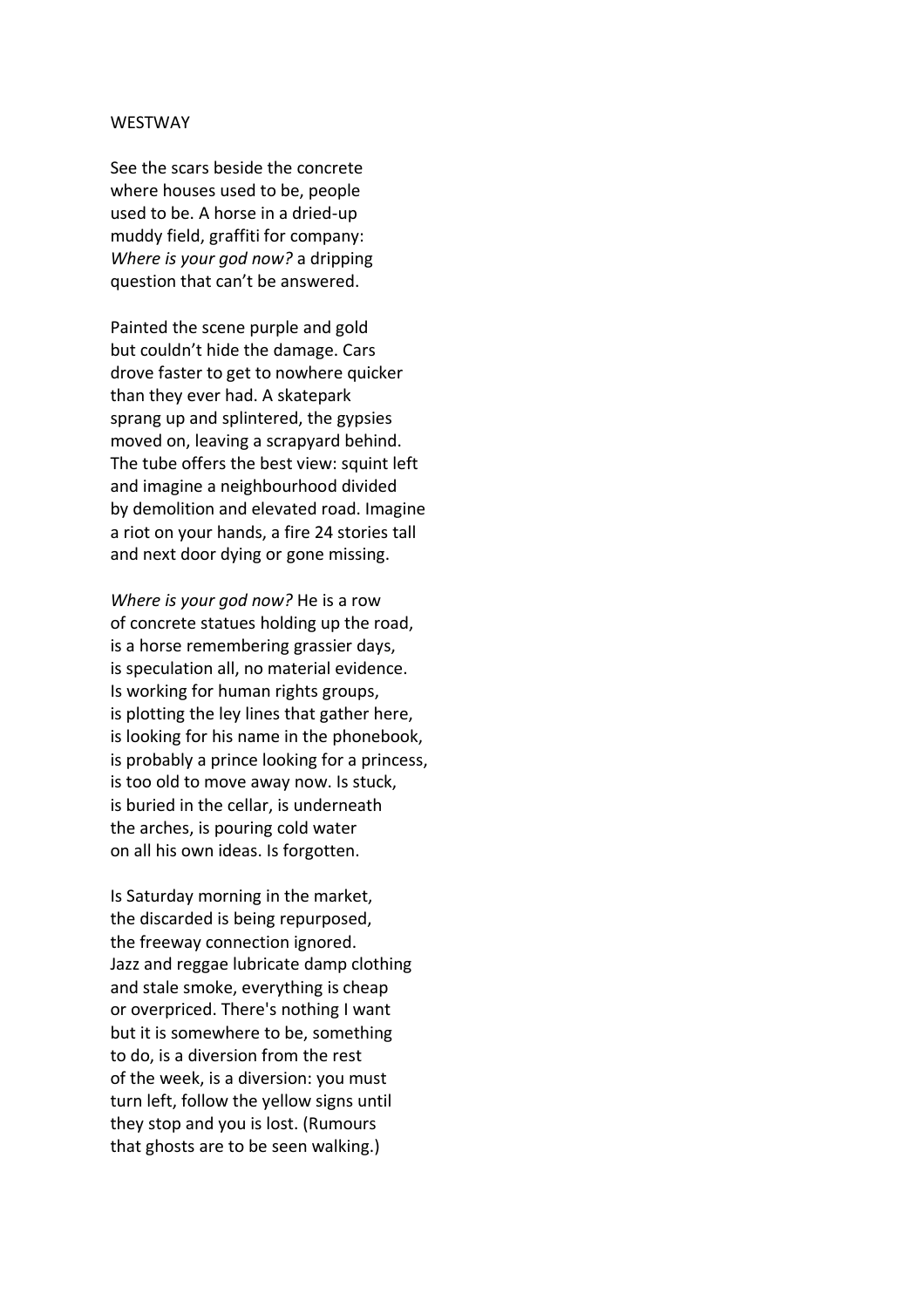WESTWAY

See the scars beside the concrete  
where houses used to be, people  
used to be. A horse in a dried-up  
muddy field, graffiti for company:  
*Where is your god now?* a dripping  
question that can't be answered.

Painted the scene purple and gold  
but couldn't hide the damage. Cars  
drove faster to get to nowhere quicker  
than they ever had. A skatepark  
sprang up and splintered, the gypsies  
moved on, leaving a scrapyard behind.  
The tube offers the best view: squint left  
and imagine a neighbourhood divided  
by demolition and elevated road. Imagine  
a riot on your hands, a fire 24 stories tall  
and next door dying or gone missing.

*Where is your god now?* He is a row  
of concrete statues holding up the road,  
is a horse remembering grassier days,  
is speculation all, no material evidence.  
Is working for human rights groups,  
is plotting the ley lines that gather here,  
is looking for his name in the phonebook,  
is probably a prince looking for a princess,  
is too old to move away now. Is stuck,  
is buried in the cellar, is underneath  
the arches, is pouring cold water  
on all his own ideas. Is forgotten.

Is Saturday morning in the market,  
the discarded is being repurposed,  
the freeway connection ignored.  
Jazz and reggae lubricate damp clothing  
and stale smoke, everything is cheap  
or overpriced. There's nothing I want  
but it is somewhere to be, something  
to do, is a diversion from the rest  
of the week, is a diversion: you must  
turn left, follow the yellow signs until  
they stop and you is lost. (Rumours  
that ghosts are to be seen walking.)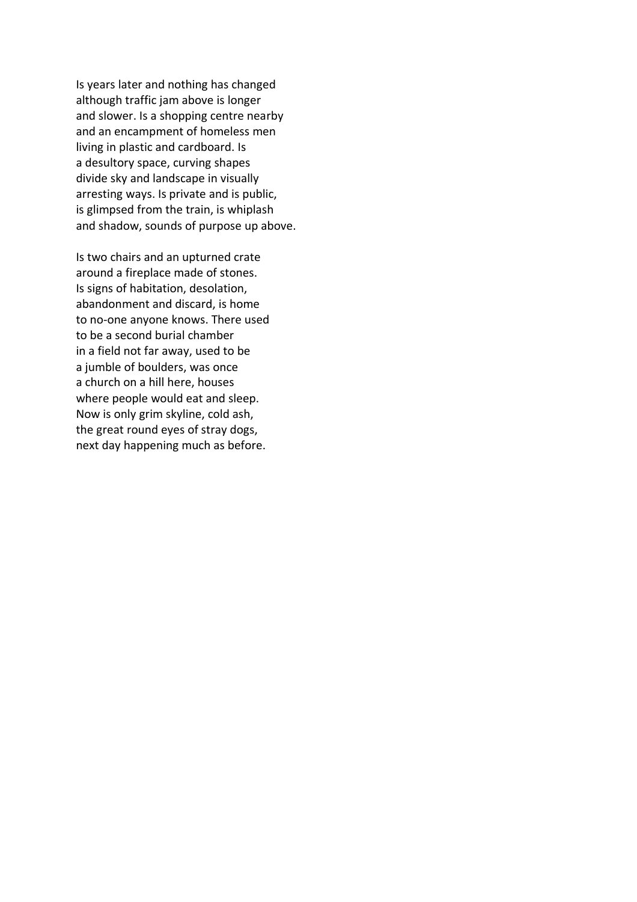Is years later and nothing has changed  
although traffic jam above is longer  
and slower. Is a shopping centre nearby  
and an encampment of homeless men  
living in plastic and cardboard. Is  
a desultory space, curving shapes  
divide sky and landscape in visually  
arresting ways. Is private and is public,  
is glimpsed from the train, is whiplash  
and shadow, sounds of purpose up above.

Is two chairs and an upturned crate  
around a fireplace made of stones.  
Is signs of habitation, desolation,  
abandonment and discard, is home  
to no-one anyone knows. There used  
to be a second burial chamber  
in a field not far away, used to be  
a jumble of boulders, was once  
a church on a hill here, houses  
where people would eat and sleep.  
Now is only grim skyline, cold ash,  
the great round eyes of stray dogs,  
next day happening much as before.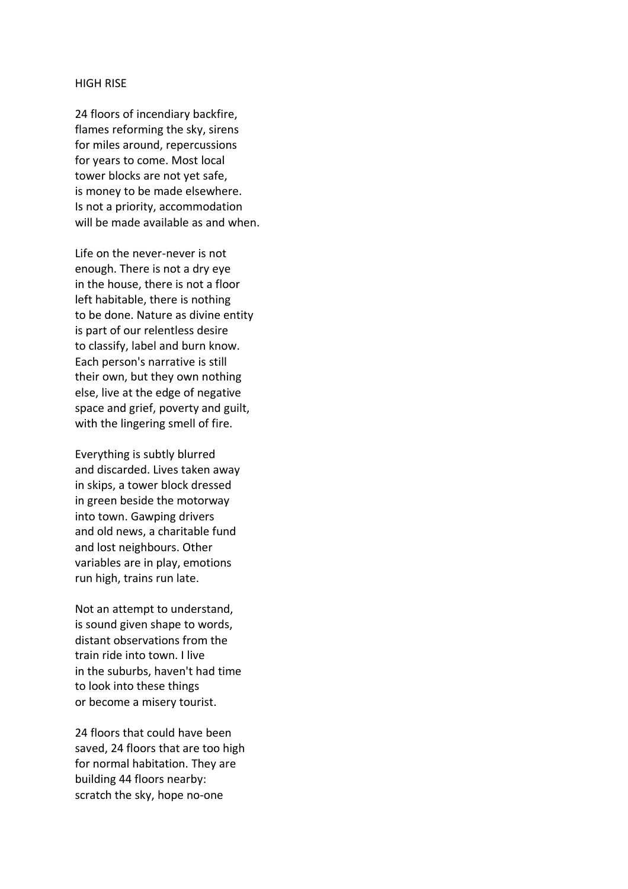HIGH RISE

24 floors of incendiary backfire,
flames reforming the sky, sirens
for miles around, repercussions
for years to come. Most local
tower blocks are not yet safe,
is money to be made elsewhere.
Is not a priority, accommodation
will be made available as and when.

Life on the never-never is not
enough. There is not a dry eye
in the house, there is not a floor
left habitable, there is nothing
to be done. Nature as divine entity
is part of our relentless desire
to classify, label and burn know.
Each person's narrative is still
their own, but they own nothing
else, live at the edge of negative
space and grief, poverty and guilt,
with the lingering smell of fire.

Everything is subtly blurred
and discarded. Lives taken away
in skips, a tower block dressed
in green beside the motorway
into town. Gawping drivers
and old news, a charitable fund
and lost neighbours. Other
variables are in play, emotions
run high, trains run late.

Not an attempt to understand,
is sound given shape to words,
distant observations from the
train ride into town. I live
in the suburbs, haven't had time
to look into these things
or become a misery tourist.

24 floors that could have been
saved, 24 floors that are too high
for normal habitation. They are
building 44 floors nearby:
scratch the sky, hope no-one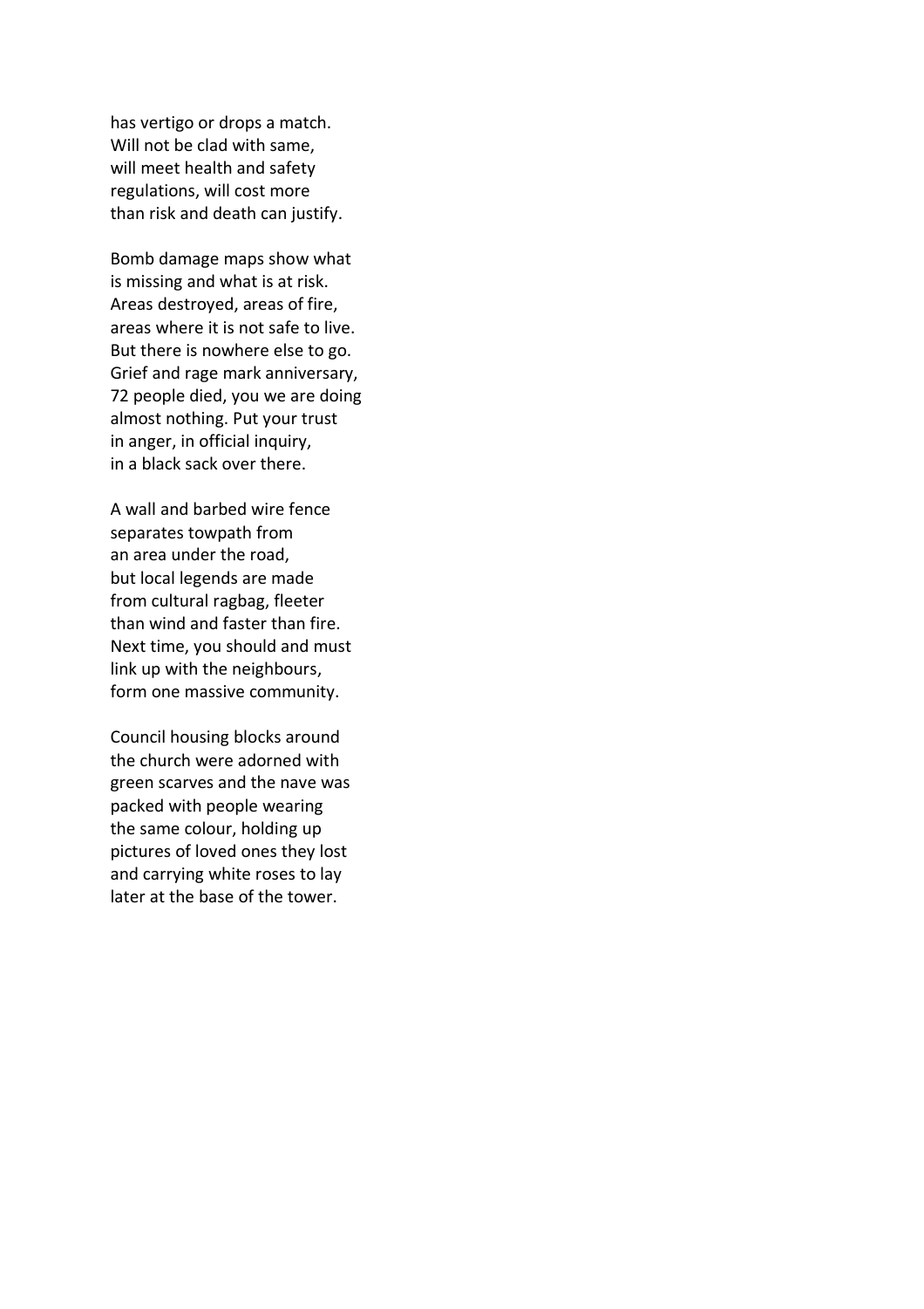has vertigo or drops a match.
Will not be clad with same,
will meet health and safety
regulations, will cost more
than risk and death can justify.

Bomb damage maps show what
is missing and what is at risk.
Areas destroyed, areas of fire,
areas where it is not safe to live.
But there is nowhere else to go.
Grief and rage mark anniversary,
72 people died, you we are doing
almost nothing. Put your trust
in anger, in official inquiry,
in a black sack over there.

A wall and barbed wire fence
separates towpath from
an area under the road,
but local legends are made
from cultural ragbag, fleeter
than wind and faster than fire.
Next time, you should and must
link up with the neighbours,
form one massive community.

Council housing blocks around
the church were adorned with
green scarves and the nave was
packed with people wearing
the same colour, holding up
pictures of loved ones they lost
and carrying white roses to lay
later at the base of the tower.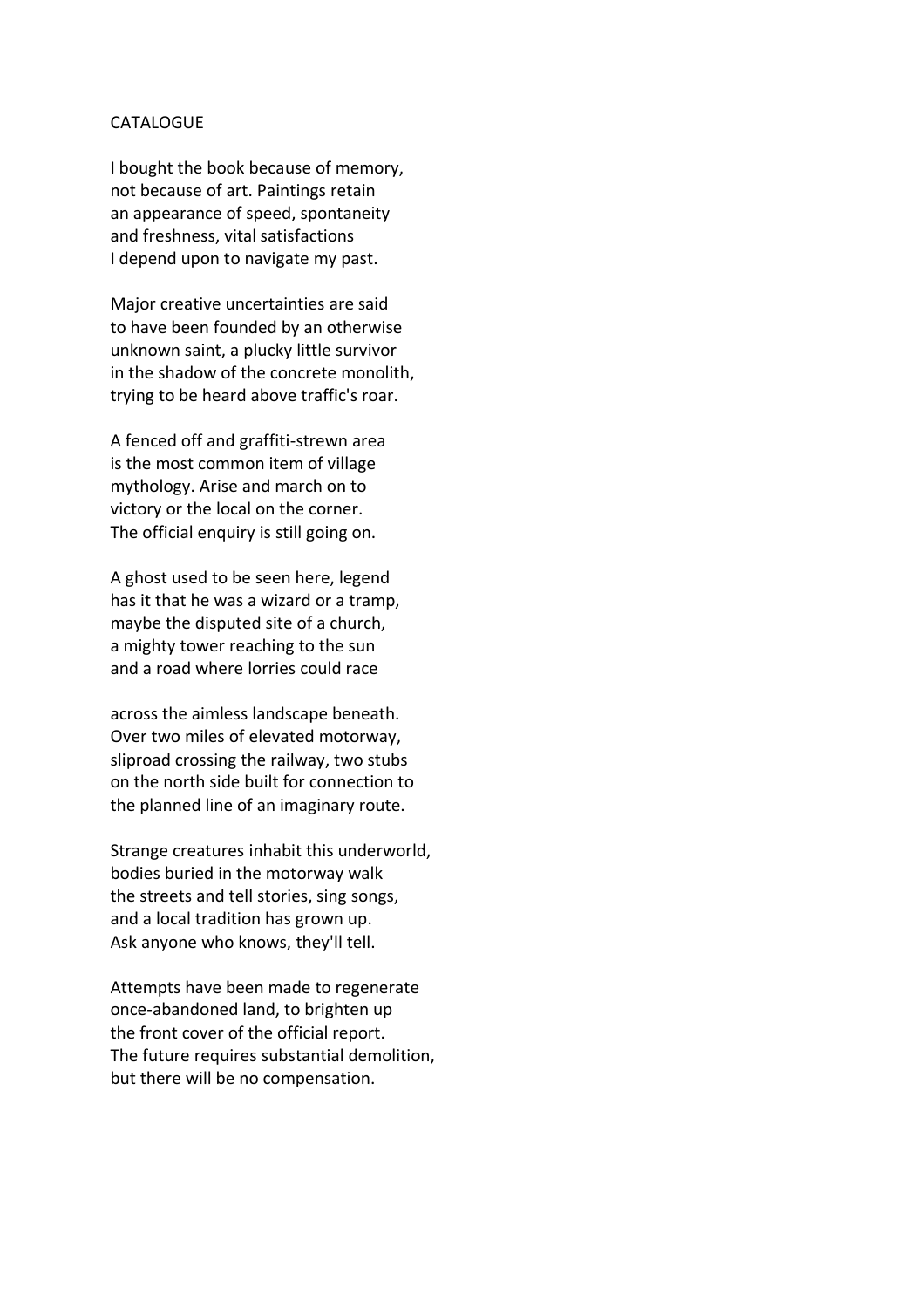CATALOGUE

I bought the book because of memory,
not because of art. Paintings retain
an appearance of speed, spontaneity
and freshness, vital satisfactions
I depend upon to navigate my past.

Major creative uncertainties are said
to have been founded by an otherwise
unknown saint, a plucky little survivor
in the shadow of the concrete monolith,
trying to be heard above traffic's roar.

A fenced off and graffiti-strewn area
is the most common item of village
mythology. Arise and march on to
victory or the local on the corner.
The official enquiry is still going on.

A ghost used to be seen here, legend
has it that he was a wizard or a tramp,
maybe the disputed site of a church,
a mighty tower reaching to the sun
and a road where lorries could race

across the aimless landscape beneath.
Over two miles of elevated motorway,
sliproad crossing the railway, two stubs
on the north side built for connection to
the planned line of an imaginary route.

Strange creatures inhabit this underworld,
bodies buried in the motorway walk
the streets and tell stories, sing songs,
and a local tradition has grown up.
Ask anyone who knows, they'll tell.

Attempts have been made to regenerate
once-abandoned land, to brighten up
the front cover of the official report.
The future requires substantial demolition,
but there will be no compensation.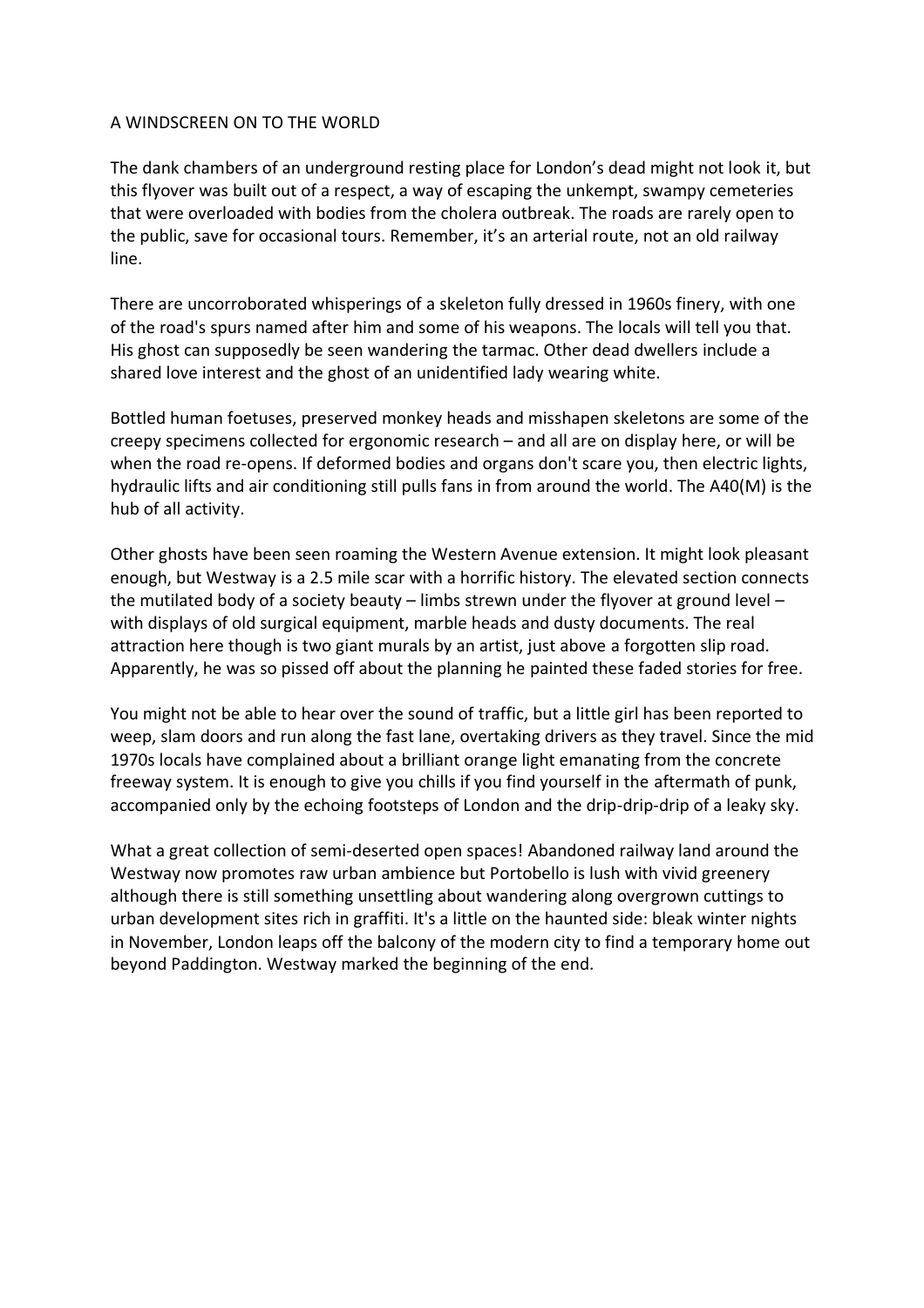# A WINDSCREEN ON TO THE WORLD

The dank chambers of an underground resting place for London's dead might not look it, but this flyover was built out of a respect, a way of escaping the unkempt, swampy cemeteries that were overloaded with bodies from the cholera outbreak. The roads are rarely open to the public, save for occasional tours. Remember, it's an arterial route, not an old railway line.

There are uncorroborated whisperings of a skeleton fully dressed in 1960s finery, with one of the road's spurs named after him and some of his weapons. The locals will tell you that. His ghost can supposedly be seen wandering the tarmac. Other dead dwellers include a shared love interest and the ghost of an unidentified lady wearing white.

Bottled human foetuses, preserved monkey heads and misshapen skeletons are some of the creepy specimens collected for ergonomic research – and all are on display here, or will be when the road re-opens. If deformed bodies and organs don't scare you, then electric lights, hydraulic lifts and air conditioning still pulls fans in from around the world. The A40(M) is the hub of all activity.

Other ghosts have been seen roaming the Western Avenue extension. It might look pleasant enough, but Westway is a 2.5 mile scar with a horrific history. The elevated section connects the mutilated body of a society beauty – limbs strewn under the flyover at ground level – with displays of old surgical equipment, marble heads and dusty documents. The real attraction here though is two giant murals by an artist, just above a forgotten slip road. Apparently, he was so pissed off about the planning he painted these faded stories for free.

You might not be able to hear over the sound of traffic, but a little girl has been reported to weep, slam doors and run along the fast lane, overtaking drivers as they travel. Since the mid 1970s locals have complained about a brilliant orange light emanating from the concrete freeway system. It is enough to give you chills if you find yourself in the aftermath of punk, accompanied only by the echoing footsteps of London and the drip-drip-drip of a leaky sky.

What a great collection of semi-deserted open spaces! Abandoned railway land around the Westway now promotes raw urban ambience but Portobello is lush with vivid greenery although there is still something unsettling about wandering along overgrown cuttings to urban development sites rich in graffiti. It's a little on the haunted side: bleak winter nights in November, London leaps off the balcony of the modern city to find a temporary home out beyond Paddington. Westway marked the beginning of the end.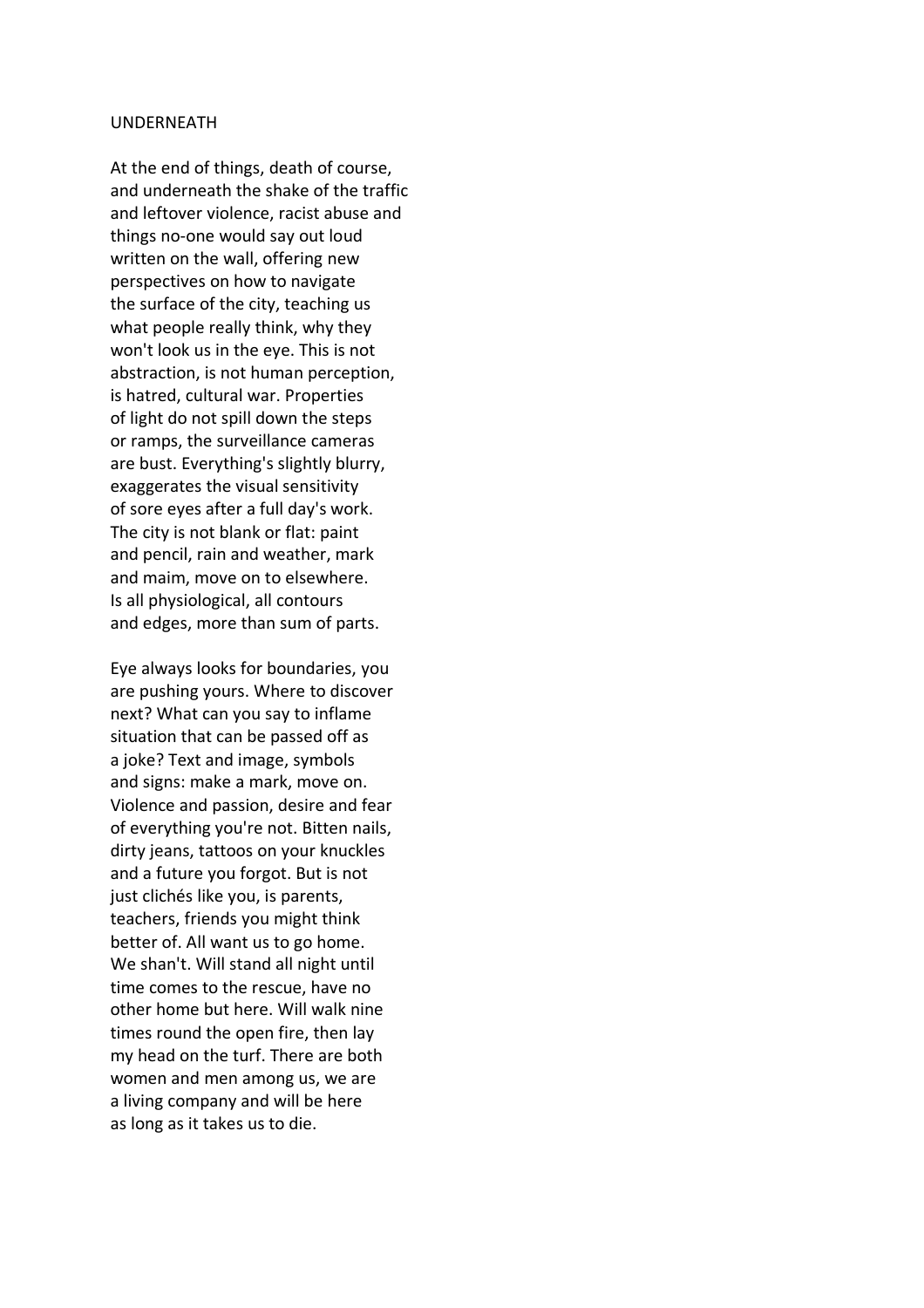UNDERNEATH

At the end of things, death of course,
and underneath the shake of the traffic
and leftover violence, racist abuse and
things no-one would say out loud
written on the wall, offering new
perspectives on how to navigate
the surface of the city, teaching us
what people really think, why they
won't look us in the eye. This is not
abstraction, is not human perception,
is hatred, cultural war. Properties
of light do not spill down the steps
or ramps, the surveillance cameras
are bust. Everything's slightly blurry,
exaggerates the visual sensitivity
of sore eyes after a full day's work.
The city is not blank or flat: paint
and pencil, rain and weather, mark
and maim, move on to elsewhere.
Is all physiological, all contours
and edges, more than sum of parts.

Eye always looks for boundaries, you
are pushing yours. Where to discover
next? What can you say to inflame
situation that can be passed off as
a joke? Text and image, symbols
and signs: make a mark, move on.
Violence and passion, desire and fear
of everything you're not. Bitten nails,
dirty jeans, tattoos on your knuckles
and a future you forgot. But is not
just clichés like you, is parents,
teachers, friends you might think
better of. All want us to go home.
We shan't. Will stand all night until
time comes to the rescue, have no
other home but here. Will walk nine
times round the open fire, then lay
my head on the turf. There are both
women and men among us, we are
a living company and will be here
as long as it takes us to die.